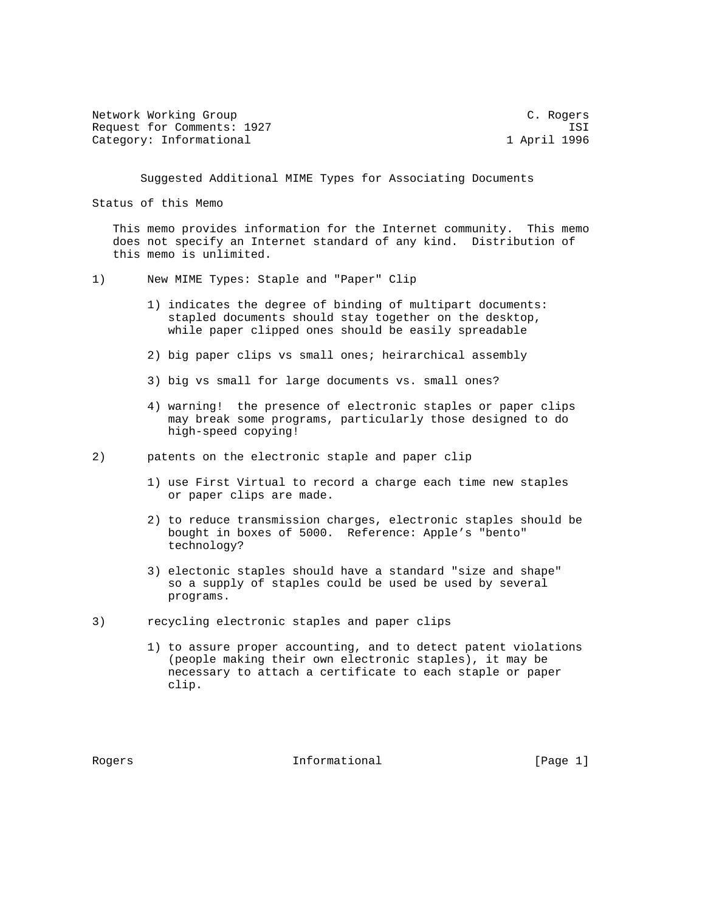Network Working Group C. Rogers
Request for Comments: 1927 ISI
Category: Informational 1 April 1996

# Suggested Additional MIME Types for Associating Documents

## Status of this Memo

This memo provides information for the Internet community. This memo does not specify an Internet standard of any kind. Distribution of this memo is unlimited.

## 1) New MIME Types: Staple and "Paper" Clip

1) indicates the degree of binding of multipart documents: stapled documents should stay together on the desktop, while paper clipped ones should be easily spreadable

2) big paper clips vs small ones; heirarchical assembly

3) big vs small for large documents vs. small ones?

4) warning! the presence of electronic staples or paper clips may break some programs, particularly those designed to do high-speed copying!

## 2) patents on the electronic staple and paper clip

1) use First Virtual to record a charge each time new staples or paper clips are made.

2) to reduce transmission charges, electronic staples should be bought in boxes of 5000. Reference: Apple's "bento" technology?

3) electonic staples should have a standard "size and shape" so a supply of staples could be used be used by several programs.

## 3) recycling electronic staples and paper clips

1) to assure proper accounting, and to detect patent violations (people making their own electronic staples), it may be necessary to attach a certificate to each staple or paper clip.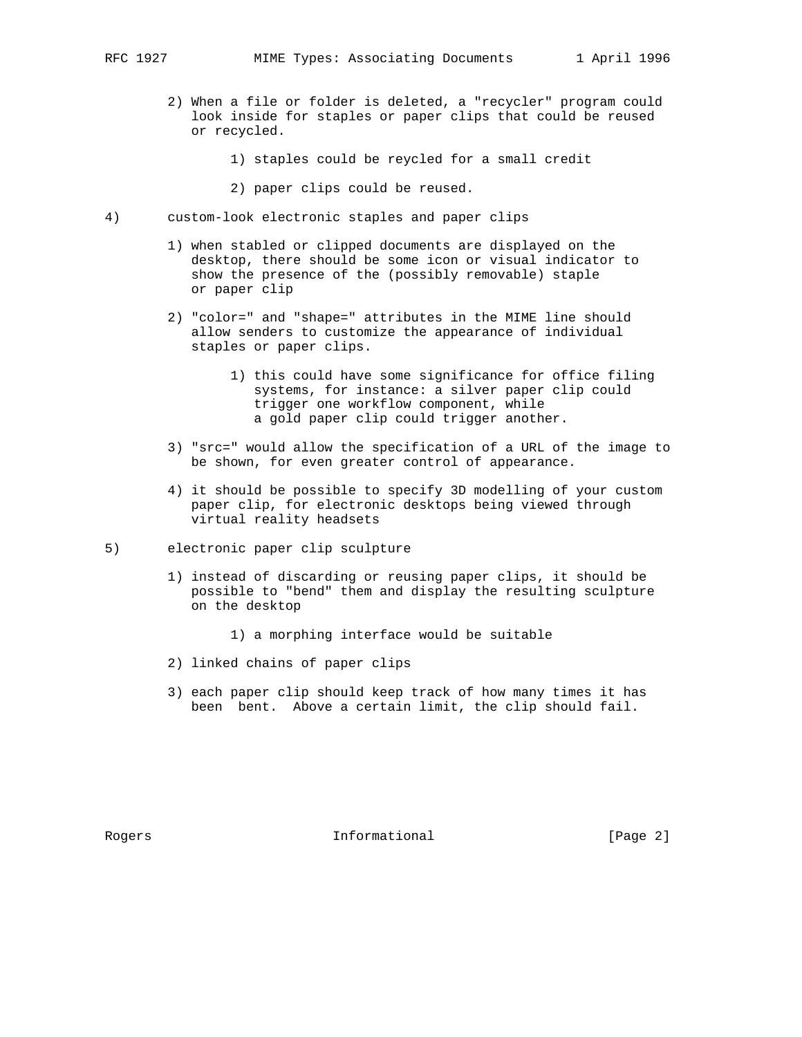2) When a file or folder is deleted, a "recycler" program could look inside for staples or paper clips that could be reused or recycled.

    1) staples could be reycled for a small credit

    2) paper clips could be reused.

4) custom-look electronic staples and paper clips

    1) when stabled or clipped documents are displayed on the desktop, there should be some icon or visual indicator to show the presence of the (possibly removable) staple or paper clip

    2) "color=" and "shape=" attributes in the MIME line should allow senders to customize the appearance of individual staples or paper clips.

        1) this could have some significance for office filing systems, for instance: a silver paper clip could trigger one workflow component, while a gold paper clip could trigger another.

    3) "src=" would allow the specification of a URL of the image to be shown, for even greater control of appearance.

    4) it should be possible to specify 3D modelling of your custom paper clip, for electronic desktops being viewed through virtual reality headsets

5) electronic paper clip sculpture

    1) instead of discarding or reusing paper clips, it should be possible to "bend" them and display the resulting sculpture on the desktop

        1) a morphing interface would be suitable

    2) linked chains of paper clips

    3) each paper clip should keep track of how many times it has been bent. Above a certain limit, the clip should fail.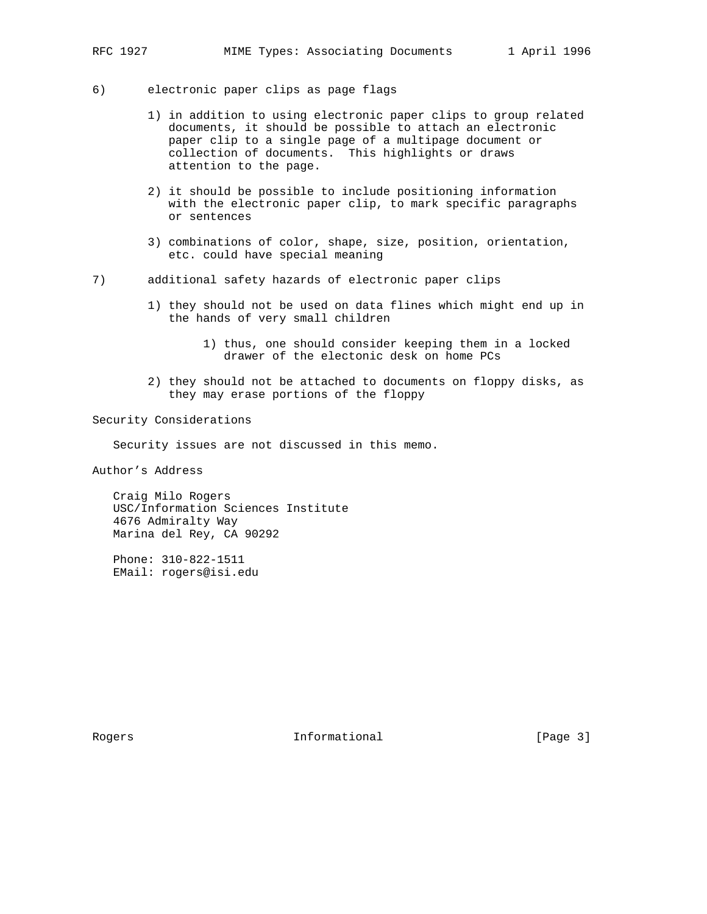6) electronic paper clips as page flags

   1) in addition to using electronic paper clips to group related documents, it should be possible to attach an electronic paper clip to a single page of a multipage document or collection of documents. This highlights or draws attention to the page.

   2) it should be possible to include positioning information with the electronic paper clip, to mark specific paragraphs or sentences

   3) combinations of color, shape, size, position, orientation, etc. could have special meaning

7) additional safety hazards of electronic paper clips

   1) they should not be used on data flines which might end up in the hands of very small children

      1) thus, one should consider keeping them in a locked drawer of the electonic desk on home PCs

   2) they should not be attached to documents on floppy disks, as they may erase portions of the floppy

## Security Considerations

Security issues are not discussed in this memo.

## Author's Address

Craig Milo Rogers
USC/Information Sciences Institute
4676 Admiralty Way
Marina del Rey, CA 90292

Phone: 310-822-1511
EMail: rogers@isi.edu